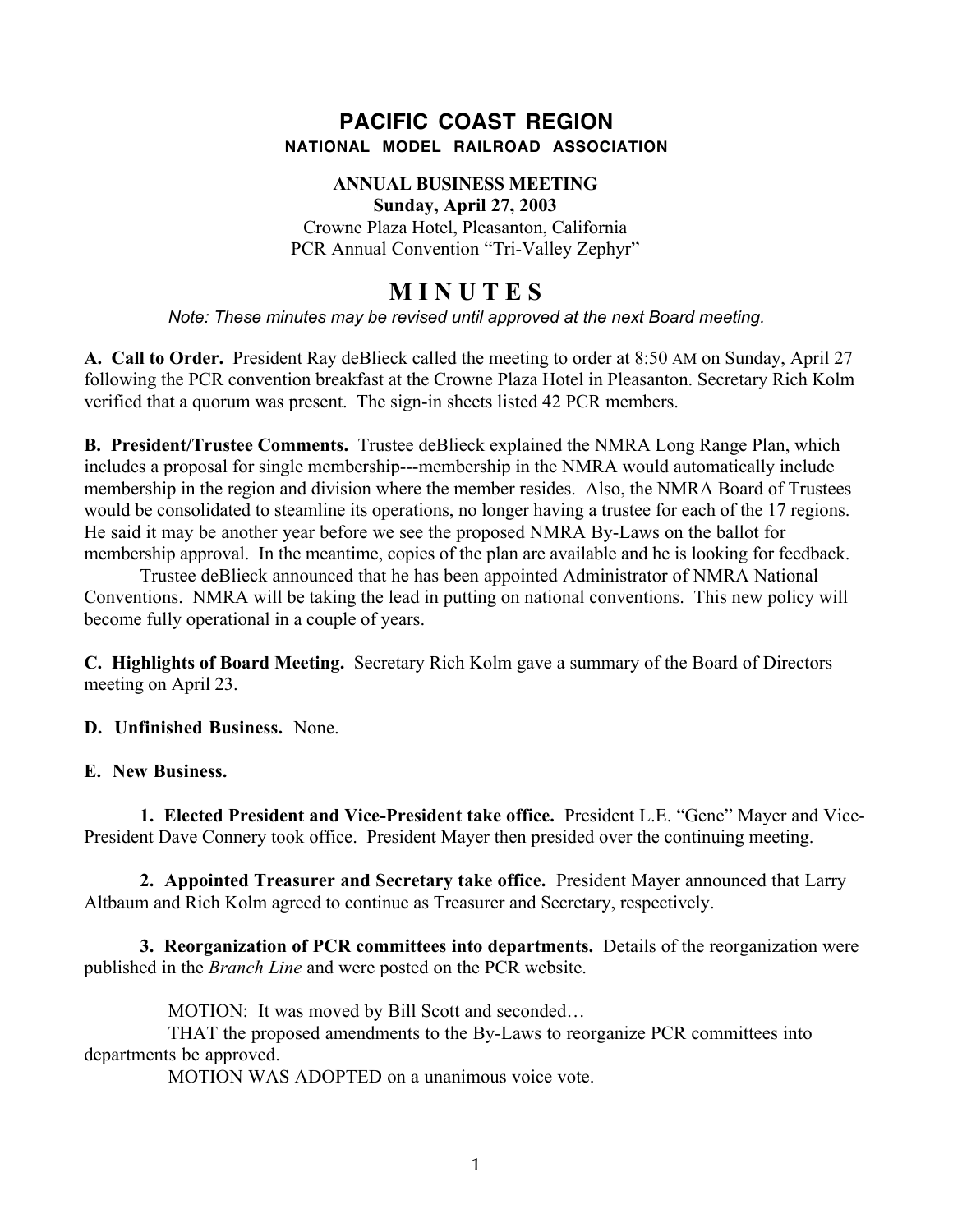# PACIFIC COAST REGION

## NATIONAL MODEL RAILROAD ASSOCIATION

**ANNUAL BUSINESS MEETING**
**Sunday, April 27, 2003**
Crowne Plaza Hotel, Pleasanton, California
PCR Annual Convention "Tri-Valley Zephyr"

# M I N U T E S

*Note: These minutes may be revised until approved at the next Board meeting.*

**A. Call to Order.** President Ray deBlieck called the meeting to order at 8:50 AM on Sunday, April 27 following the PCR convention breakfast at the Crowne Plaza Hotel in Pleasanton. Secretary Rich Kolm verified that a quorum was present. The sign-in sheets listed 42 PCR members.

**B. President/Trustee Comments.** Trustee deBlieck explained the NMRA Long Range Plan, which includes a proposal for single membership---membership in the NMRA would automatically include membership in the region and division where the member resides. Also, the NMRA Board of Trustees would be consolidated to steamline its operations, no longer having a trustee for each of the 17 regions. He said it may be another year before we see the proposed NMRA By-Laws on the ballot for membership approval. In the meantime, copies of the plan are available and he is looking for feedback.

Trustee deBlieck announced that he has been appointed Administrator of NMRA National Conventions. NMRA will be taking the lead in putting on national conventions. This new policy will become fully operational in a couple of years.

**C. Highlights of Board Meeting.** Secretary Rich Kolm gave a summary of the Board of Directors meeting on April 23.

**D. Unfinished Business.** None.

**E. New Business.**

**1. Elected President and Vice-President take office.** President L.E. "Gene" Mayer and Vice-President Dave Connery took office. President Mayer then presided over the continuing meeting.

**2. Appointed Treasurer and Secretary take office.** President Mayer announced that Larry Altbaum and Rich Kolm agreed to continue as Treasurer and Secretary, respectively.

**3. Reorganization of PCR committees into departments.** Details of the reorganization were published in the *Branch Line* and were posted on the PCR website.

MOTION: It was moved by Bill Scott and seconded…

THAT the proposed amendments to the By-Laws to reorganize PCR committees into departments be approved.

MOTION WAS ADOPTED on a unanimous voice vote.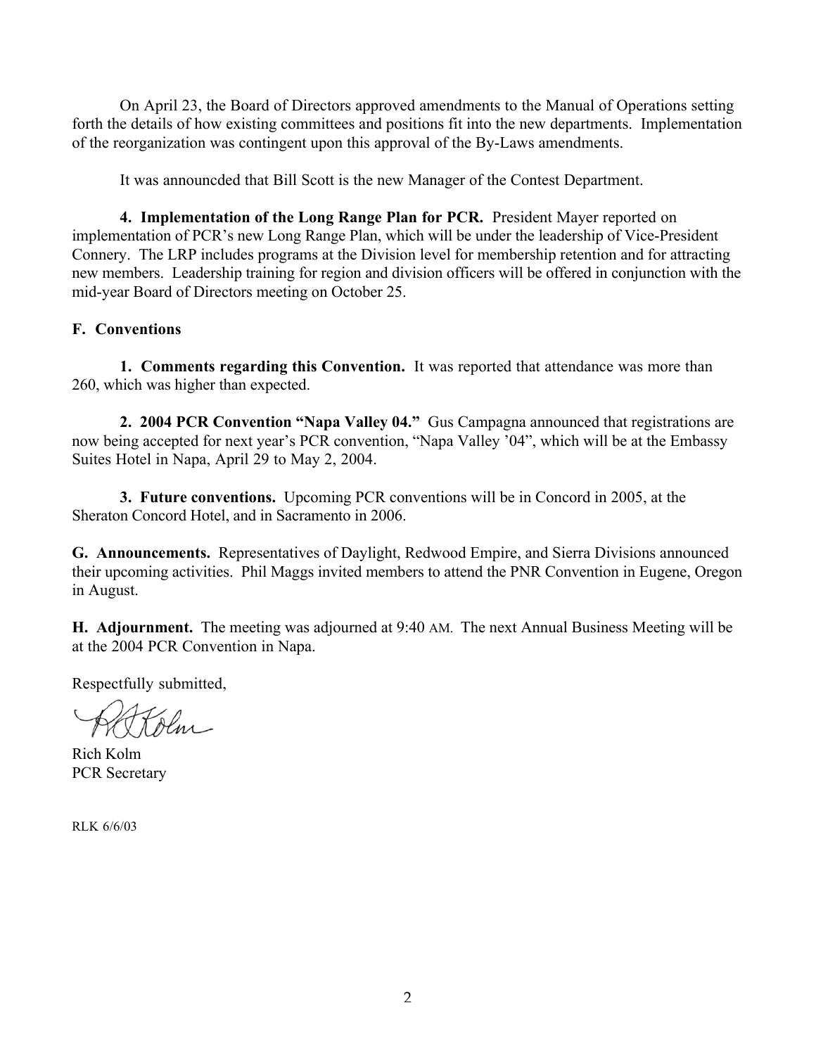On April 23, the Board of Directors approved amendments to the Manual of Operations setting forth the details of how existing committees and positions fit into the new departments. Implementation of the reorganization was contingent upon this approval of the By-Laws amendments.

It was announcded that Bill Scott is the new Manager of the Contest Department.

**4. Implementation of the Long Range Plan for PCR.** President Mayer reported on implementation of PCR's new Long Range Plan, which will be under the leadership of Vice-President Connery. The LRP includes programs at the Division level for membership retention and for attracting new members. Leadership training for region and division officers will be offered in conjunction with the mid-year Board of Directors meeting on October 25.

**F. Conventions**

**1. Comments regarding this Convention.** It was reported that attendance was more than 260, which was higher than expected.

**2. 2004 PCR Convention "Napa Valley 04."** Gus Campagna announced that registrations are now being accepted for next year's PCR convention, "Napa Valley '04", which will be at the Embassy Suites Hotel in Napa, April 29 to May 2, 2004.

**3. Future conventions.** Upcoming PCR conventions will be in Concord in 2005, at the Sheraton Concord Hotel, and in Sacramento in 2006.

**G. Announcements.** Representatives of Daylight, Redwood Empire, and Sierra Divisions announced their upcoming activities. Phil Maggs invited members to attend the PNR Convention in Eugene, Oregon in August.

**H. Adjournment.** The meeting was adjourned at 9:40 AM. The next Annual Business Meeting will be at the 2004 PCR Convention in Napa.

Respectfully submitted,

Rich Kolm
PCR Secretary

RLK 6/6/03